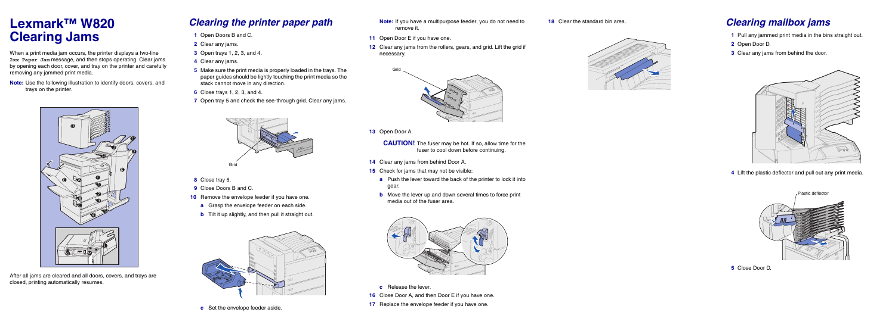# Lexmark™ W820 Clearing Jams

When a print media jam occurs, the printer displays a two-line **2xx Paper Jam** message, and then stops operating. Clear jams by opening each door, cover, and tray on the printer and carefully removing any jammed print media.

**Note:** Use the following illustration to identify doors, covers, and trays on the printer.

After all jams are cleared and all doors, covers, and trays are closed, printing automatically resumes.

## *Clearing the printer paper path*

1. Open Doors B and C.
2. Clear any jams.
3. Open trays 1, 2, 3, and 4.
4. Clear any jams.
5. Make sure the print media is properly loaded in the trays. The paper guides should be lightly touching the print media so the stack cannot move in any direction.
6. Close trays 1, 2, 3, and 4.
7. Open tray 5 and check the see-through grid. Clear any jams.

Grid

8. Close tray 5.
9. Close Doors B and C.
10. Remove the envelope feeder if you have one.
    - **a** Grasp the envelope feeder on each side.
    - **b** Tilt it up slightly, and then pull it straight out.
    - **c** Set the envelope feeder aside.

    **Note:** If you have a multipurpose feeder, you do not need to remove it.
11. Open Door E if you have one.
12. Clear any jams from the rollers, gears, and grid. Lift the grid if necessary.

Grid

13. Open Door A.

    **CAUTION!** The fuser may be hot. If so, allow time for the fuser to cool down before continuing.
14. Clear any jams from behind Door A.
15. Check for jams that may not be visible:
    - **a** Push the lever toward the back of the printer to lock it into gear.
    - **b** Move the lever up and down several times to force print media out of the fuser area.
    - **c** Release the lever.
16. Close Door A, and then Door E if you have one.
17. Replace the envelope feeder if you have one.
18. Clear the standard bin area.

## *Clearing mailbox jams*

1. Pull any jammed print media in the bins straight out.
2. Open Door D.
3. Clear any jams from behind the door.
4. Lift the plastic deflector and pull out any print media.

Plastic deflector

5. Close Door D.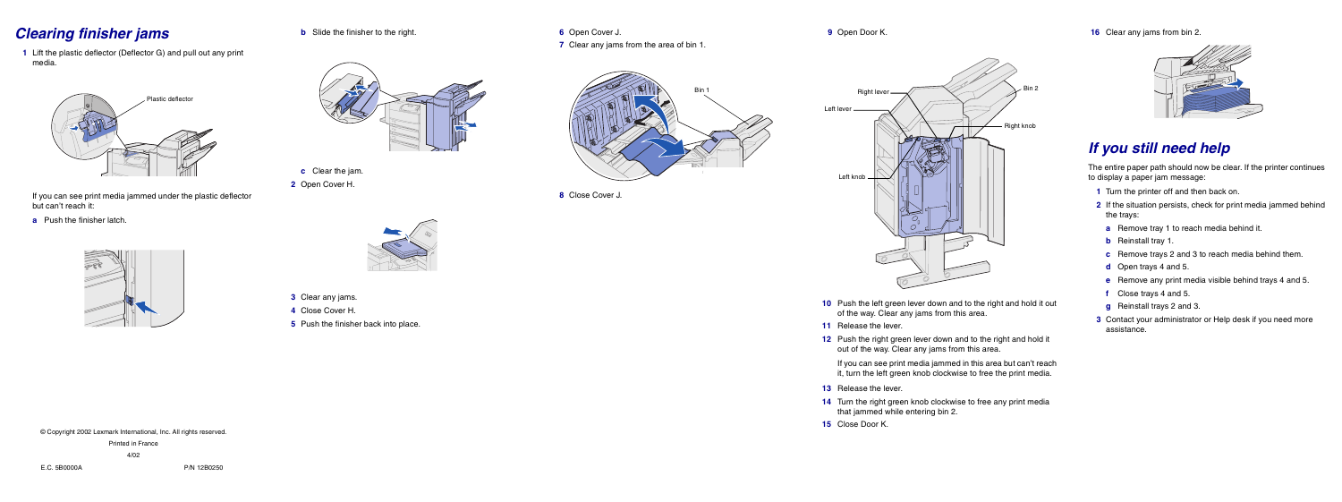# Clearing finisher jams

1 Lift the plastic deflector (Deflector G) and pull out any print media.

Plastic deflector

If you can see print media jammed under the plastic deflector but can't reach it:

a Push the finisher latch.

b Slide the finisher to the right.

c Clear the jam.

2 Open Cover H.

3 Clear any jams.

4 Close Cover H.

5 Push the finisher back into place.

6 Open Cover J.

7 Clear any jams from the area of bin 1.

Bin 1

8 Close Cover J.

9 Open Door K.

Right lever

Left lever

Bin 2

Right knob

Left knob

10 Push the left green lever down and to the right and hold it out of the way. Clear any jams from this area.

11 Release the lever.

12 Push the right green lever down and to the right and hold it out of the way. Clear any jams from this area.

If you can see print media jammed in this area but can't reach it, turn the left green knob clockwise to free the print media.

13 Release the lever.

14 Turn the right green knob clockwise to free any print media that jammed while entering bin 2.

15 Close Door K.

16 Clear any jams from bin 2.

# If you still need help

The entire paper path should now be clear. If the printer continues to display a paper jam message:

1 Turn the printer off and then back on.

2 If the situation persists, check for print media jammed behind the trays:

a Remove tray 1 to reach media behind it.

b Reinstall tray 1.

c Remove trays 2 and 3 to reach media behind them.

d Open trays 4 and 5.

e Remove any print media visible behind trays 4 and 5.

f Close trays 4 and 5.

g Reinstall trays 2 and 3.

3 Contact your administrator or Help desk if you need more assistance.

© Copyright 2002 Lexmark International, Inc. All rights reserved.

Printed in France

4/02

E.C. 5B0000A P/N 12B0250